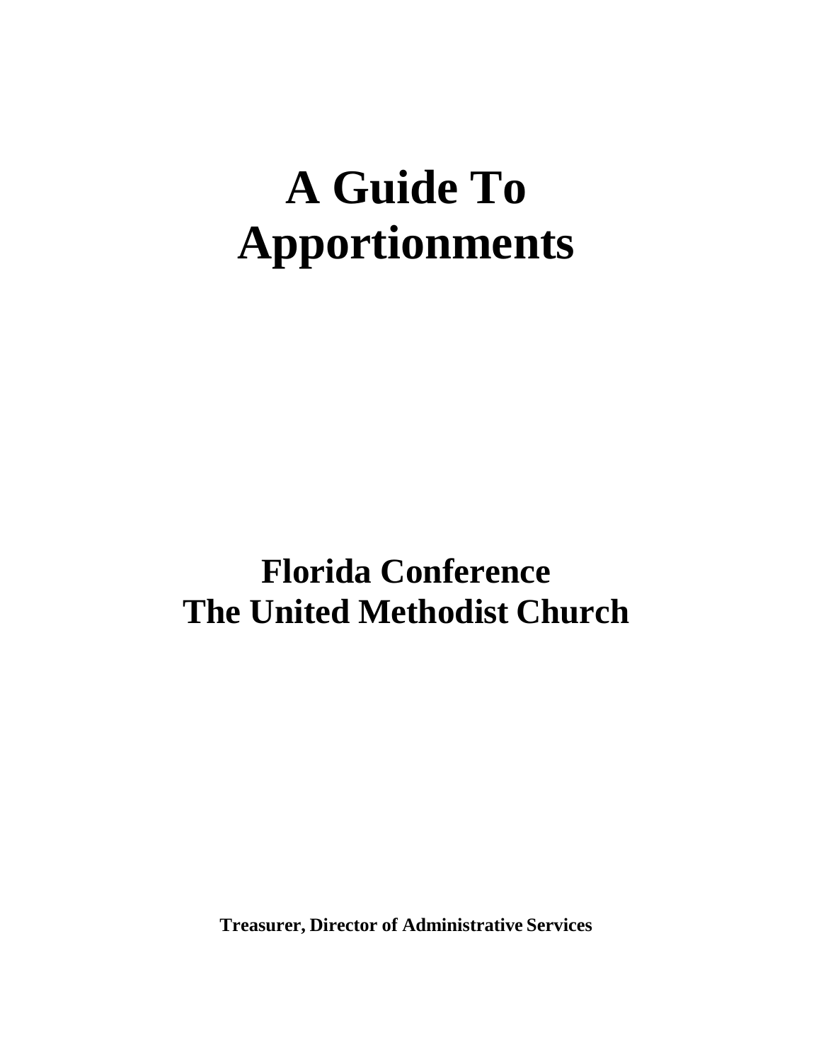# A Guide To Apportionments

## Florida Conference The United Methodist Church

**Treasurer, Director of Administrative Services**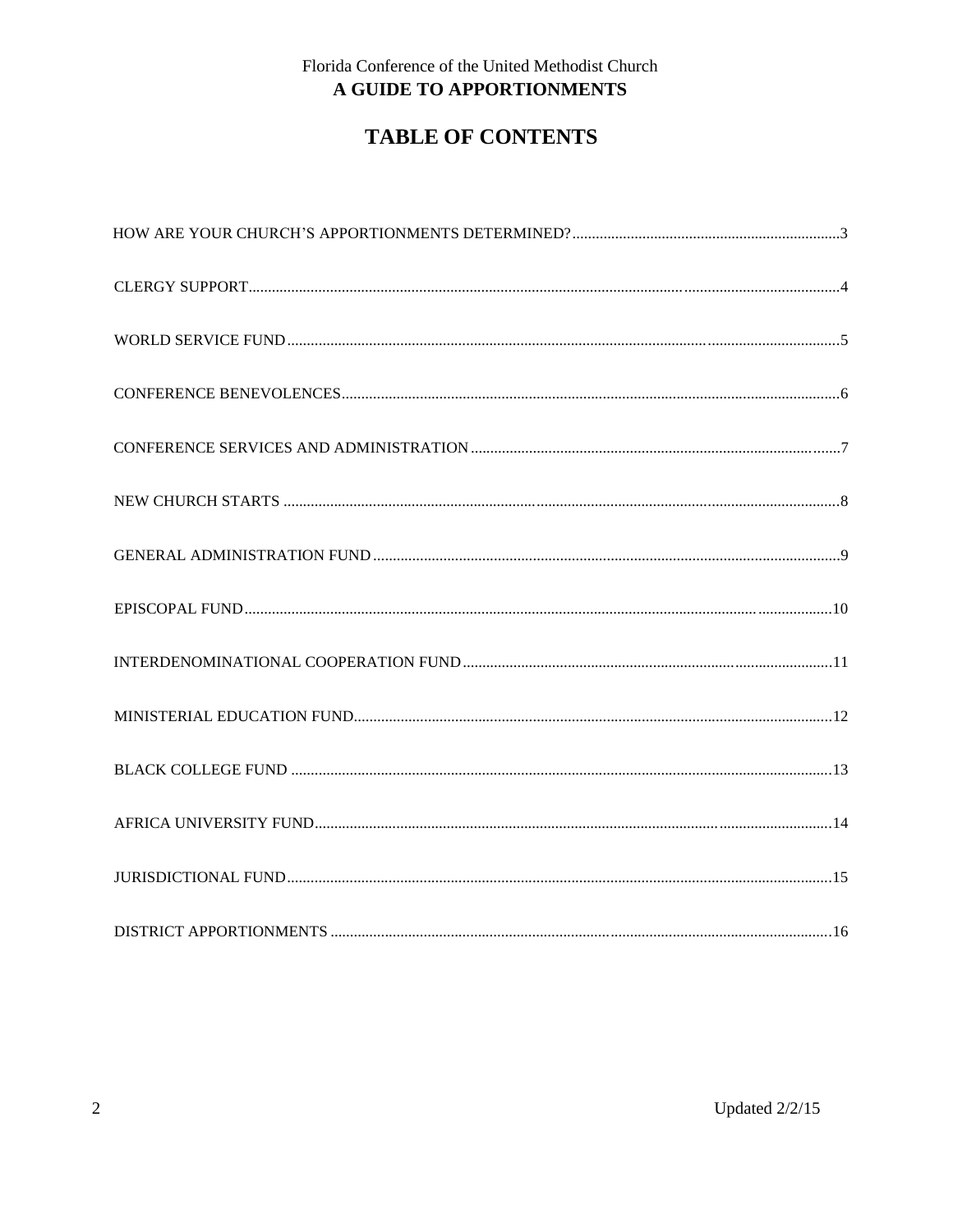Florida Conference of the United Methodist Church

**A GUIDE TO APPORTIONMENTS**

# TABLE OF CONTENTS

HOW ARE YOUR CHURCH'S APPORTIONMENTS DETERMINED?....3

CLERGY SUPPORT....4

WORLD SERVICE FUND....5

CONFERENCE BENEVOLENCES....6

CONFERENCE SERVICES AND ADMINISTRATION....7

NEW CHURCH STARTS....8

GENERAL ADMINISTRATION FUND....9

EPISCOPAL FUND....10

INTERDENOMINATIONAL COOPERATION FUND....11

MINISTERIAL EDUCATION FUND....12

BLACK COLLEGE FUND....13

AFRICA UNIVERSITY FUND....14

JURISDICTIONAL FUND....15

DISTRICT APPORTIONMENTS....16

Updated 2/2/15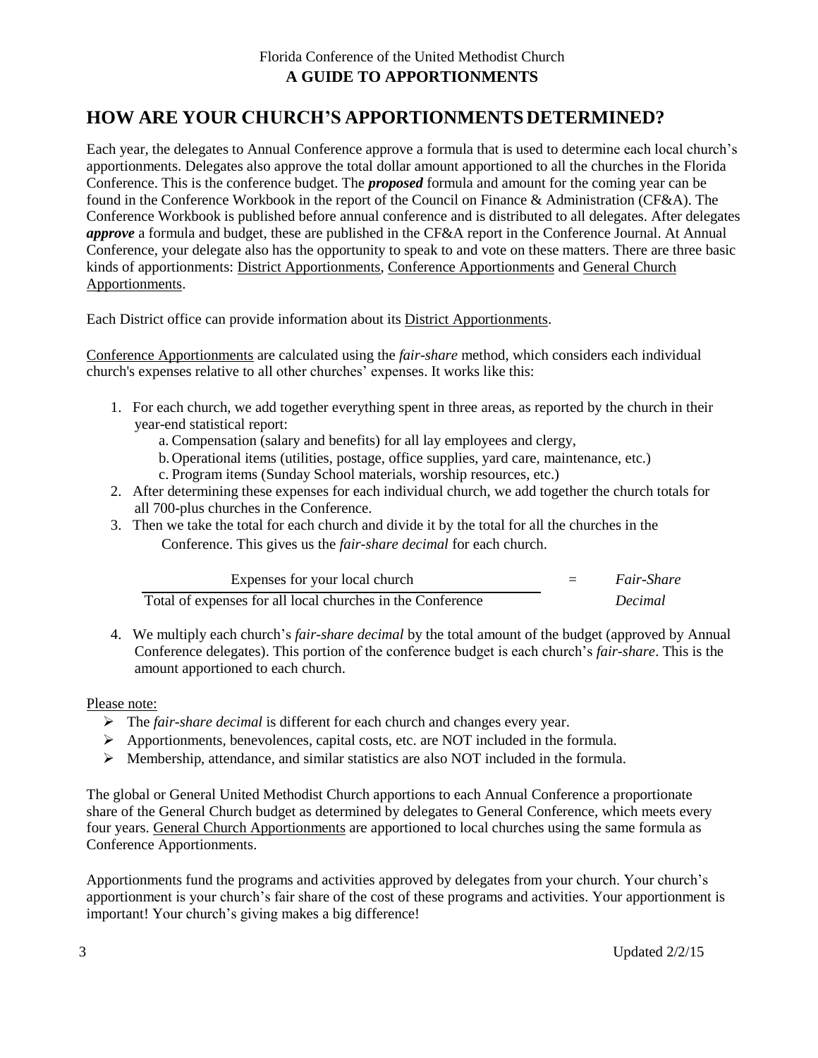Florida Conference of the United Methodist Church

**A GUIDE TO APPORTIONMENTS**

# HOW ARE YOUR CHURCH'S APPORTIONMENTS DETERMINED?

Each year, the delegates to Annual Conference approve a formula that is used to determine each local church's apportionments. Delegates also approve the total dollar amount apportioned to all the churches in the Florida Conference. This is the conference budget. The ***proposed*** formula and amount for the coming year can be found in the Conference Workbook in the report of the Council on Finance & Administration (CF&A). The Conference Workbook is published before annual conference and is distributed to all delegates. After delegates ***approve*** a formula and budget, these are published in the CF&A report in the Conference Journal. At Annual Conference, your delegate also has the opportunity to speak to and vote on these matters. There are three basic kinds of apportionments: District Apportionments, Conference Apportionments and General Church Apportionments.

Each District office can provide information about its District Apportionments.

Conference Apportionments are calculated using the *fair-share* method, which considers each individual church's expenses relative to all other churches' expenses. It works like this:

1. For each church, we add together everything spent in three areas, as reported by the church in their year-end statistical report:
   a. Compensation (salary and benefits) for all lay employees and clergy,
   b. Operational items (utilities, postage, office supplies, yard care, maintenance, etc.)
   c. Program items (Sunday School materials, worship resources, etc.)
2. After determining these expenses for each individual church, we add together the church totals for all 700-plus churches in the Conference.
3. Then we take the total for each church and divide it by the total for all the churches in the Conference. This gives us the *fair-share decimal* for each church.

$$\frac{\text{Expenses for your local church}}{\text{Total of expenses for all local churches in the Conference}} = \textit{Fair-Share Decimal}$$

4. We multiply each church's *fair-share decimal* by the total amount of the budget (approved by Annual Conference delegates). This portion of the conference budget is each church's *fair-share*. This is the amount apportioned to each church.

Please note:

- The *fair-share decimal* is different for each church and changes every year.
- Apportionments, benevolences, capital costs, etc. are NOT included in the formula.
- Membership, attendance, and similar statistics are also NOT included in the formula.

The global or General United Methodist Church apportions to each Annual Conference a proportionate share of the General Church budget as determined by delegates to General Conference, which meets every four years. General Church Apportionments are apportioned to local churches using the same formula as Conference Apportionments.

Apportionments fund the programs and activities approved by delegates from your church. Your church's apportionment is your church's fair share of the cost of these programs and activities. Your apportionment is important! Your church's giving makes a big difference!

Updated 2/2/15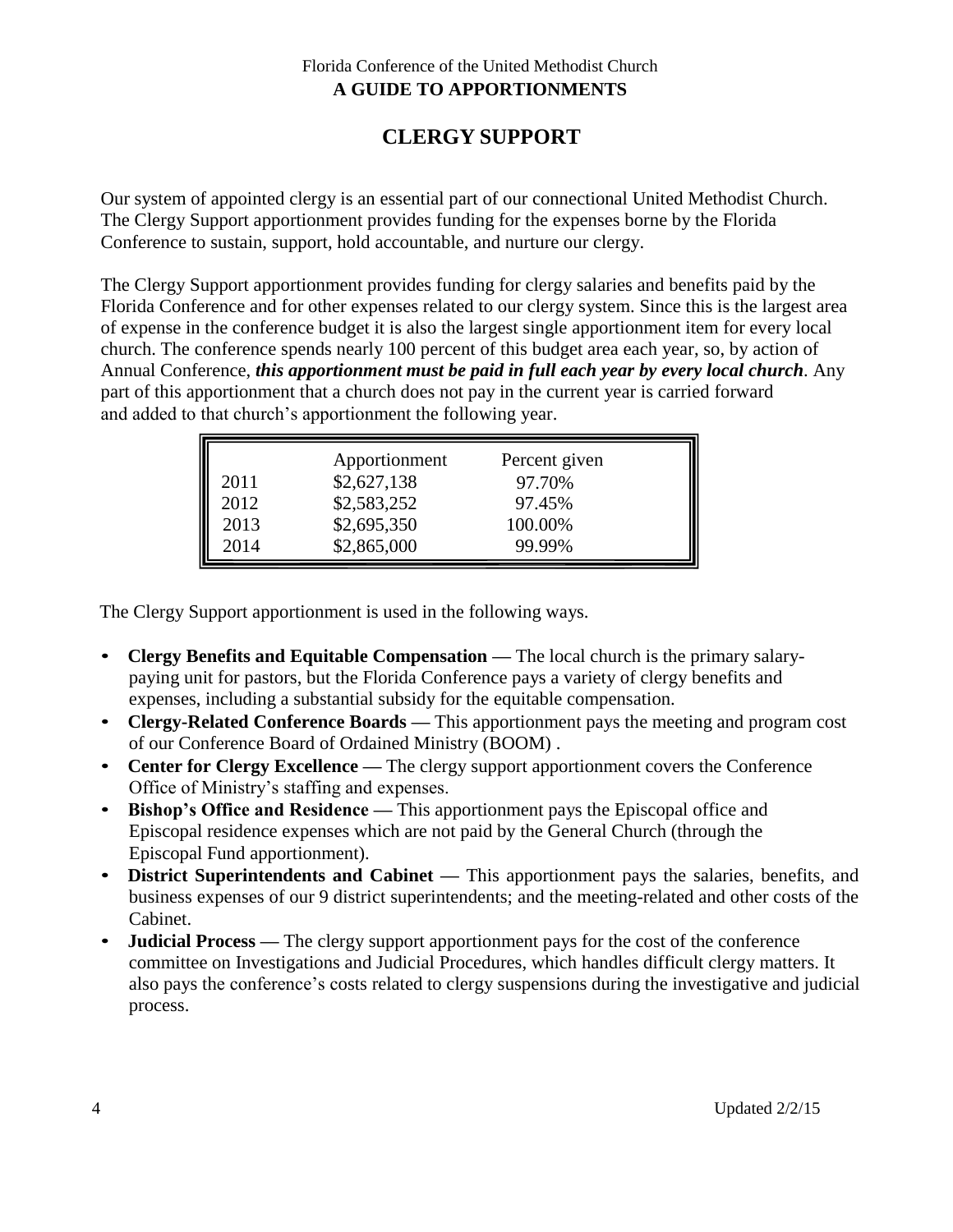Florida Conference of the United Methodist Church

**A GUIDE TO APPORTIONMENTS**

# CLERGY SUPPORT

Our system of appointed clergy is an essential part of our connectional United Methodist Church. The Clergy Support apportionment provides funding for the expenses borne by the Florida Conference to sustain, support, hold accountable, and nurture our clergy.

The Clergy Support apportionment provides funding for clergy salaries and benefits paid by the Florida Conference and for other expenses related to our clergy system. Since this is the largest area of expense in the conference budget it is also the largest single apportionment item for every local church. The conference spends nearly 100 percent of this budget area each year, so, by action of Annual Conference, ***this apportionment must be paid in full each year by every local church***. Any part of this apportionment that a church does not pay in the current year is carried forward and added to that church's apportionment the following year.

| | Apportionment | Percent given |
|---|---|---|
| 2011 | $2,627,138 | 97.70% |
| 2012 | $2,583,252 | 97.45% |
| 2013 | $2,695,350 | 100.00% |
| 2014 | $2,865,000 | 99.99% |

The Clergy Support apportionment is used in the following ways.

- **Clergy Benefits and Equitable Compensation —** The local church is the primary salary-paying unit for pastors, but the Florida Conference pays a variety of clergy benefits and expenses, including a substantial subsidy for the equitable compensation.
- **Clergy-Related Conference Boards —** This apportionment pays the meeting and program cost of our Conference Board of Ordained Ministry (BOOM) .
- **Center for Clergy Excellence —** The clergy support apportionment covers the Conference Office of Ministry's staffing and expenses.
- **Bishop's Office and Residence —** This apportionment pays the Episcopal office and Episcopal residence expenses which are not paid by the General Church (through the Episcopal Fund apportionment).
- **District Superintendents and Cabinet —** This apportionment pays the salaries, benefits, and business expenses of our 9 district superintendents; and the meeting-related and other costs of the Cabinet.
- **Judicial Process —** The clergy support apportionment pays for the cost of the conference committee on Investigations and Judicial Procedures, which handles difficult clergy matters. It also pays the conference's costs related to clergy suspensions during the investigative and judicial process.

Updated 2/2/15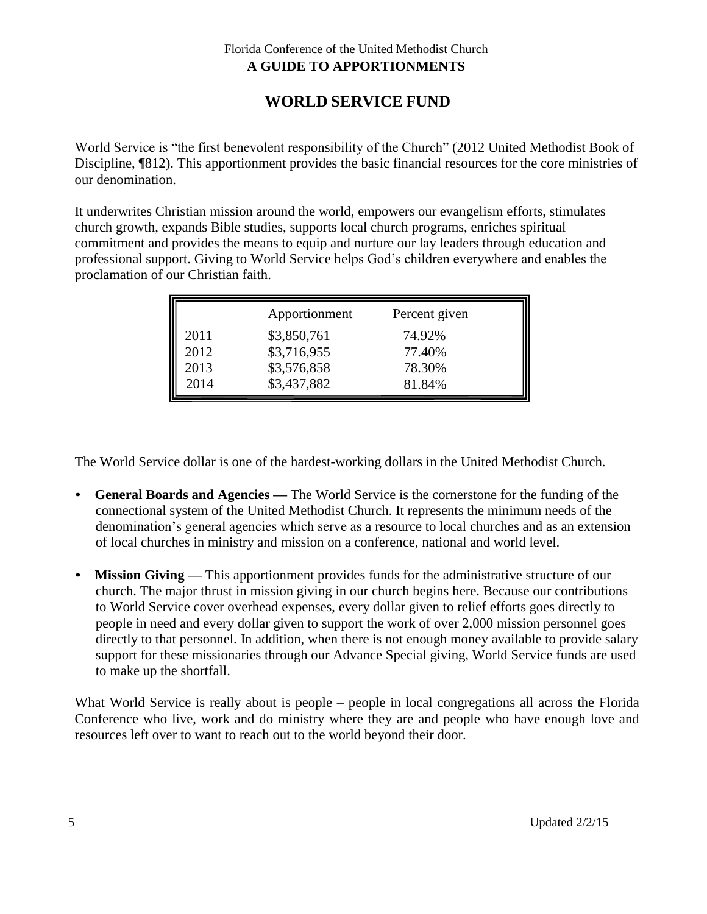Florida Conference of the United Methodist Church

**A GUIDE TO APPORTIONMENTS**

# WORLD SERVICE FUND

World Service is "the first benevolent responsibility of the Church" (2012 United Methodist Book of Discipline, ¶812). This apportionment provides the basic financial resources for the core ministries of our denomination.

It underwrites Christian mission around the world, empowers our evangelism efforts, stimulates church growth, expands Bible studies, supports local church programs, enriches spiritual commitment and provides the means to equip and nurture our lay leaders through education and professional support. Giving to World Service helps God's children everywhere and enables the proclamation of our Christian faith.

| | Apportionment | Percent given |
|---|---|---|
| 2011 | $3,850,761 | 74.92% |
| 2012 | $3,716,955 | 77.40% |
| 2013 | $3,576,858 | 78.30% |
| 2014 | $3,437,882 | 81.84% |

The World Service dollar is one of the hardest-working dollars in the United Methodist Church.

- **General Boards and Agencies —** The World Service is the cornerstone for the funding of the connectional system of the United Methodist Church. It represents the minimum needs of the denomination's general agencies which serve as a resource to local churches and as an extension of local churches in ministry and mission on a conference, national and world level.
- **Mission Giving —** This apportionment provides funds for the administrative structure of our church. The major thrust in mission giving in our church begins here. Because our contributions to World Service cover overhead expenses, every dollar given to relief efforts goes directly to people in need and every dollar given to support the work of over 2,000 mission personnel goes directly to that personnel. In addition, when there is not enough money available to provide salary support for these missionaries through our Advance Special giving, World Service funds are used to make up the shortfall.

What World Service is really about is people – people in local congregations all across the Florida Conference who live, work and do ministry where they are and people who have enough love and resources left over to want to reach out to the world beyond their door.

Updated 2/2/15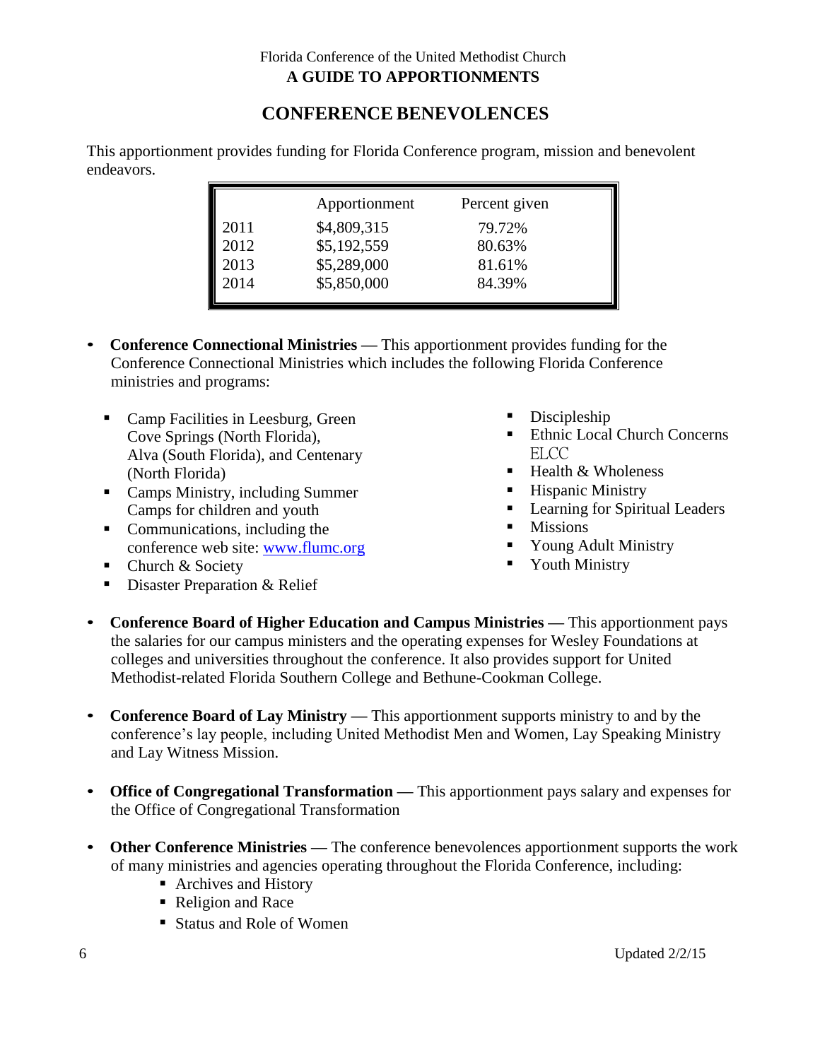Florida Conference of the United Methodist Church

**A GUIDE TO APPORTIONMENTS**

## CONFERENCE BENEVOLENCES

This apportionment provides funding for Florida Conference program, mission and benevolent endeavors.

| | Apportionment | Percent given |
|---|---|---|
| 2011 | $4,809,315 | 79.72% |
| 2012 | $5,192,559 | 80.63% |
| 2013 | $5,289,000 | 81.61% |
| 2014 | $5,850,000 | 84.39% |

- **Conference Connectional Ministries** — This apportionment provides funding for the Conference Connectional Ministries which includes the following Florida Conference ministries and programs:
  - Camp Facilities in Leesburg, Green Cove Springs (North Florida), Alva (South Florida), and Centenary (North Florida)
  - Camps Ministry, including Summer Camps for children and youth
  - Communications, including the conference web site: [www.flumc.org](http://www.flumc.org)
  - Church & Society
  - Disaster Preparation & Relief
  - Discipleship
  - Ethnic Local Church Concerns ELCC
  - Health & Wholeness
  - Hispanic Ministry
  - Learning for Spiritual Leaders
  - Missions
  - Young Adult Ministry
  - Youth Ministry

- **Conference Board of Higher Education and Campus Ministries** — This apportionment pays the salaries for our campus ministers and the operating expenses for Wesley Foundations at colleges and universities throughout the conference. It also provides support for United Methodist-related Florida Southern College and Bethune-Cookman College.

- **Conference Board of Lay Ministry** — This apportionment supports ministry to and by the conference's lay people, including United Methodist Men and Women, Lay Speaking Ministry and Lay Witness Mission.

- **Office of Congregational Transformation** — This apportionment pays salary and expenses for the Office of Congregational Transformation

- **Other Conference Ministries** — The conference benevolences apportionment supports the work of many ministries and agencies operating throughout the Florida Conference, including:
  - Archives and History
  - Religion and Race
  - Status and Role of Women

Updated 2/2/15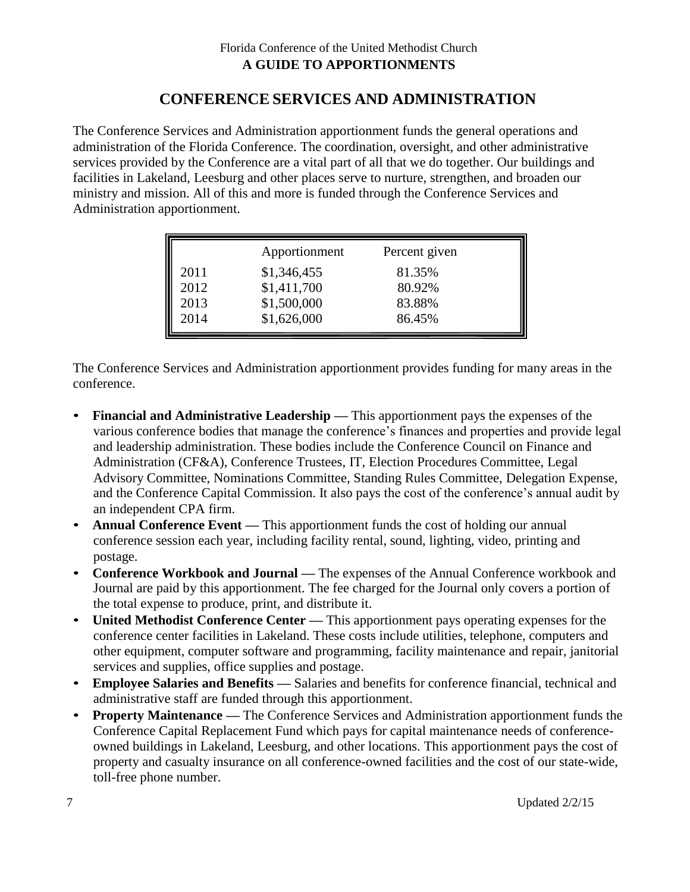# CONFERENCE SERVICES AND ADMINISTRATION

The Conference Services and Administration apportionment funds the general operations and administration of the Florida Conference. The coordination, oversight, and other administrative services provided by the Conference are a vital part of all that we do together. Our buildings and facilities in Lakeland, Leesburg and other places serve to nurture, strengthen, and broaden our ministry and mission. All of this and more is funded through the Conference Services and Administration apportionment.

| | Apportionment | Percent given |
|---|---|---|
| 2011 | $1,346,455 | 81.35% |
| 2012 | $1,411,700 | 80.92% |
| 2013 | $1,500,000 | 83.88% |
| 2014 | $1,626,000 | 86.45% |

The Conference Services and Administration apportionment provides funding for many areas in the conference.

- **Financial and Administrative Leadership —** This apportionment pays the expenses of the various conference bodies that manage the conference's finances and properties and provide legal and leadership administration. These bodies include the Conference Council on Finance and Administration (CF&A), Conference Trustees, IT, Election Procedures Committee, Legal Advisory Committee, Nominations Committee, Standing Rules Committee, Delegation Expense, and the Conference Capital Commission. It also pays the cost of the conference's annual audit by an independent CPA firm.
- **Annual Conference Event —** This apportionment funds the cost of holding our annual conference session each year, including facility rental, sound, lighting, video, printing and postage.
- **Conference Workbook and Journal —** The expenses of the Annual Conference workbook and Journal are paid by this apportionment. The fee charged for the Journal only covers a portion of the total expense to produce, print, and distribute it.
- **United Methodist Conference Center —** This apportionment pays operating expenses for the conference center facilities in Lakeland. These costs include utilities, telephone, computers and other equipment, computer software and programming, facility maintenance and repair, janitorial services and supplies, office supplies and postage.
- **Employee Salaries and Benefits —** Salaries and benefits for conference financial, technical and administrative staff are funded through this apportionment.
- **Property Maintenance —** The Conference Services and Administration apportionment funds the Conference Capital Replacement Fund which pays for capital maintenance needs of conference-owned buildings in Lakeland, Leesburg, and other locations. This apportionment pays the cost of property and casualty insurance on all conference-owned facilities and the cost of our state-wide, toll-free phone number.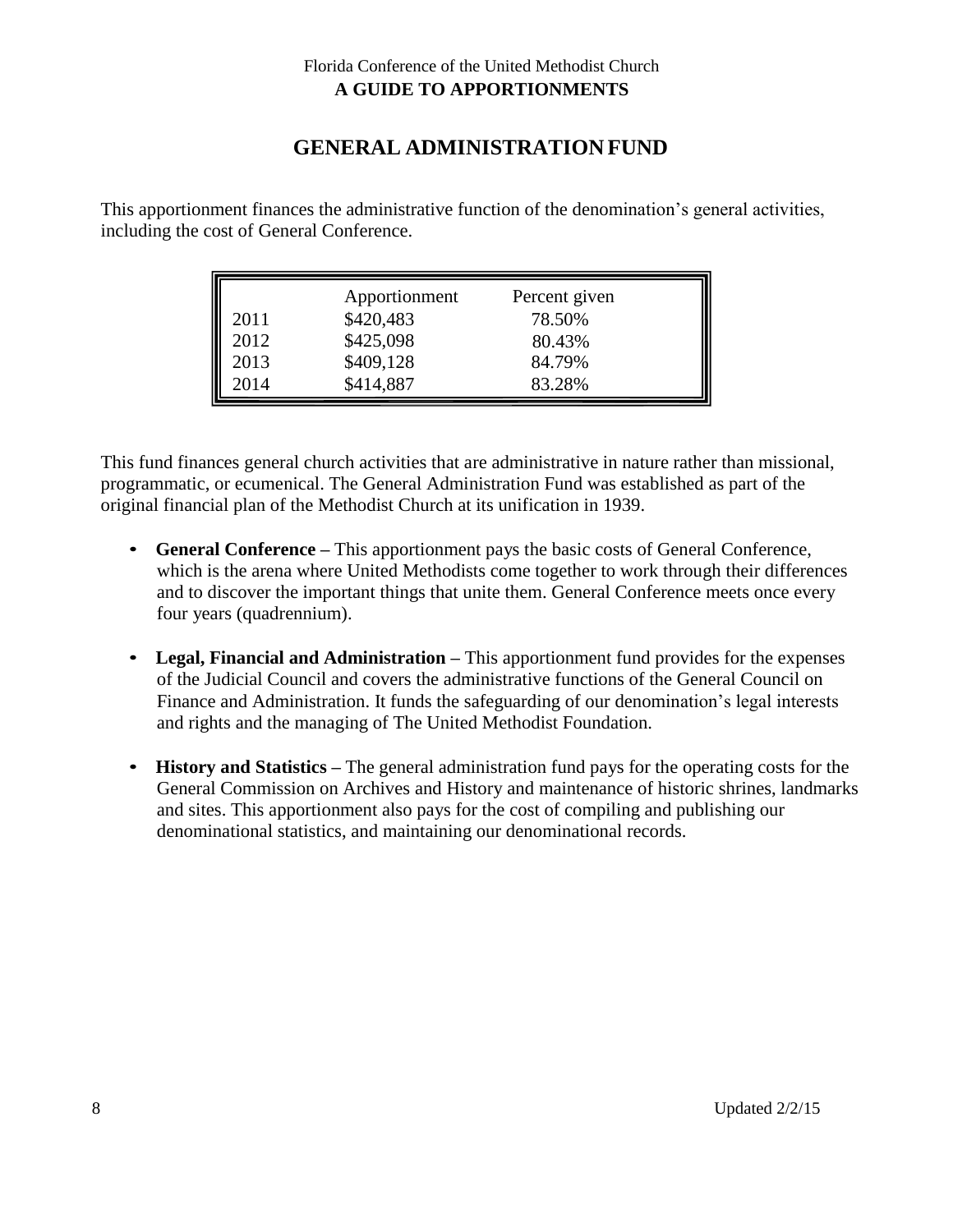Florida Conference of the United Methodist Church

**A GUIDE TO APPORTIONMENTS**

# GENERAL ADMINISTRATION FUND

This apportionment finances the administrative function of the denomination's general activities, including the cost of General Conference.

| | Apportionment | Percent given |
|---|---|---|
| 2011 | $420,483 | 78.50% |
| 2012 | $425,098 | 80.43% |
| 2013 | $409,128 | 84.79% |
| 2014 | $414,887 | 83.28% |

This fund finances general church activities that are administrative in nature rather than missional, programmatic, or ecumenical. The General Administration Fund was established as part of the original financial plan of the Methodist Church at its unification in 1939.

- **General Conference –** This apportionment pays the basic costs of General Conference, which is the arena where United Methodists come together to work through their differences and to discover the important things that unite them. General Conference meets once every four years (quadrennium).
- **Legal, Financial and Administration –** This apportionment fund provides for the expenses of the Judicial Council and covers the administrative functions of the General Council on Finance and Administration. It funds the safeguarding of our denomination's legal interests and rights and the managing of The United Methodist Foundation.
- **History and Statistics –** The general administration fund pays for the operating costs for the General Commission on Archives and History and maintenance of historic shrines, landmarks and sites. This apportionment also pays for the cost of compiling and publishing our denominational statistics, and maintaining our denominational records.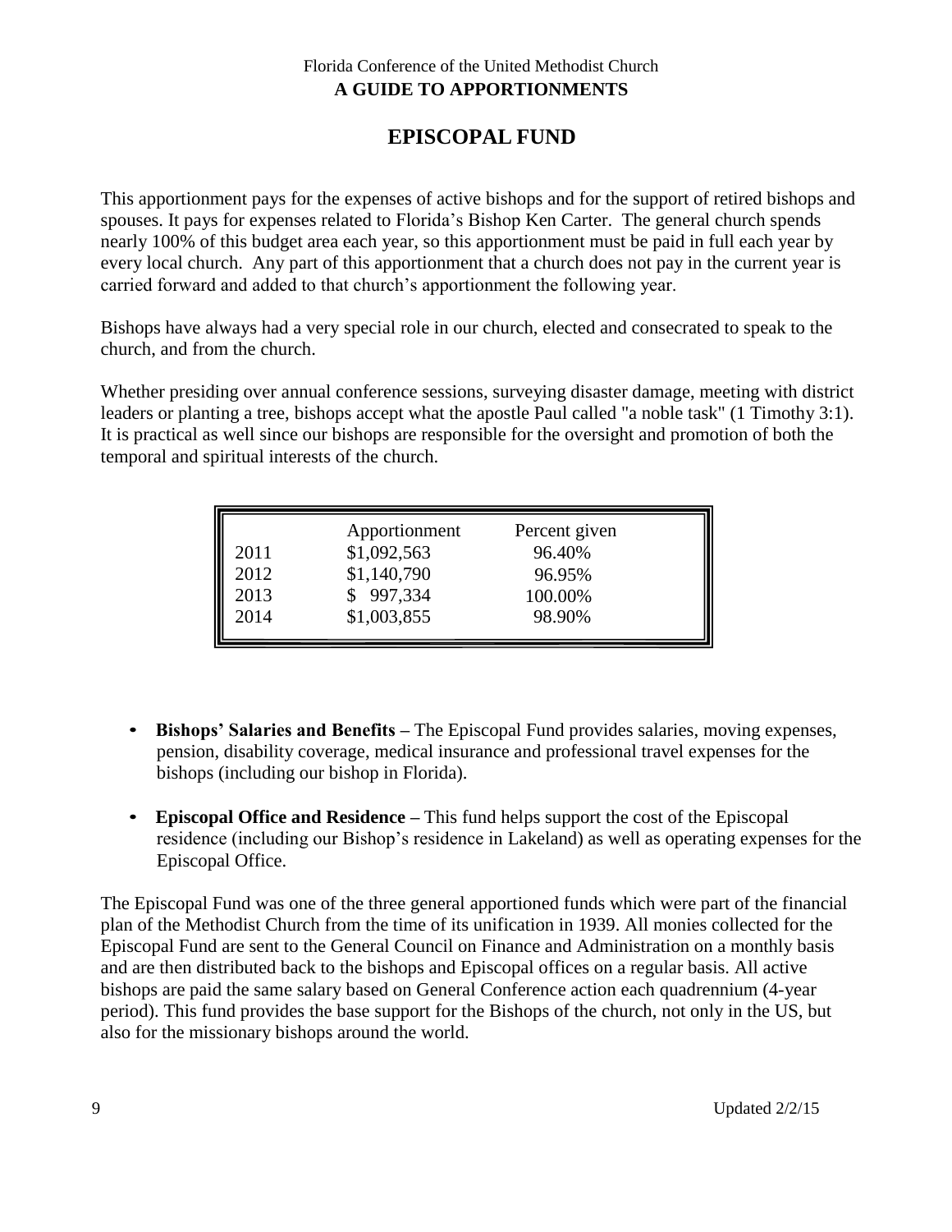Florida Conference of the United Methodist Church

**A GUIDE TO APPORTIONMENTS**

# EPISCOPAL FUND

This apportionment pays for the expenses of active bishops and for the support of retired bishops and spouses. It pays for expenses related to Florida's Bishop Ken Carter. The general church spends nearly 100% of this budget area each year, so this apportionment must be paid in full each year by every local church. Any part of this apportionment that a church does not pay in the current year is carried forward and added to that church's apportionment the following year.

Bishops have always had a very special role in our church, elected and consecrated to speak to the church, and from the church.

Whether presiding over annual conference sessions, surveying disaster damage, meeting with district leaders or planting a tree, bishops accept what the apostle Paul called "a noble task" (1 Timothy 3:1). It is practical as well since our bishops are responsible for the oversight and promotion of both the temporal and spiritual interests of the church.

| | Apportionment | Percent given |
|---|---|---|
| 2011 | $1,092,563 | 96.40% |
| 2012 | $1,140,790 | 96.95% |
| 2013 | $ 997,334 | 100.00% |
| 2014 | $1,003,855 | 98.90% |

- **Bishops' Salaries and Benefits –** The Episcopal Fund provides salaries, moving expenses, pension, disability coverage, medical insurance and professional travel expenses for the bishops (including our bishop in Florida).

- **Episcopal Office and Residence –** This fund helps support the cost of the Episcopal residence (including our Bishop's residence in Lakeland) as well as operating expenses for the Episcopal Office.

The Episcopal Fund was one of the three general apportioned funds which were part of the financial plan of the Methodist Church from the time of its unification in 1939. All monies collected for the Episcopal Fund are sent to the General Council on Finance and Administration on a monthly basis and are then distributed back to the bishops and Episcopal offices on a regular basis. All active bishops are paid the same salary based on General Conference action each quadrennium (4-year period). This fund provides the base support for the Bishops of the church, not only in the US, but also for the missionary bishops around the world.

Updated 2/2/15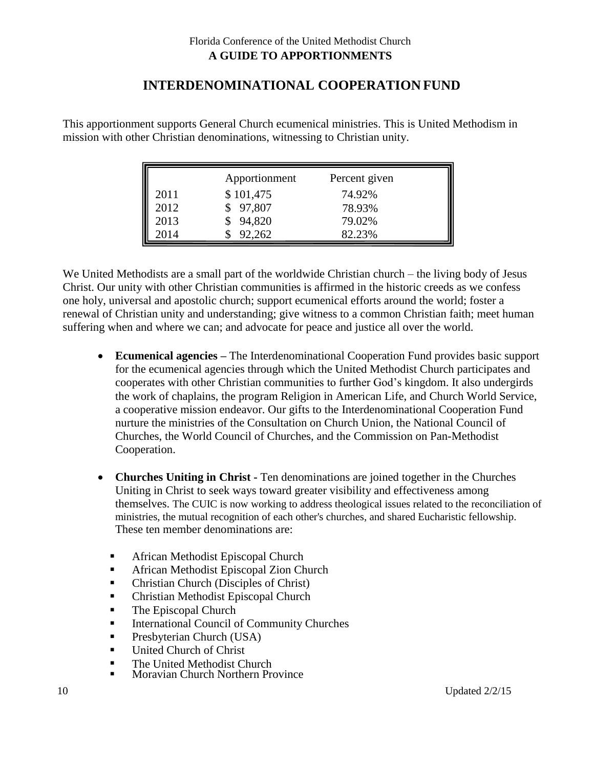Florida Conference of the United Methodist Church

**A GUIDE TO APPORTIONMENTS**

# INTERDENOMINATIONAL COOPERATION FUND

This apportionment supports General Church ecumenical ministries. This is United Methodism in mission with other Christian denominations, witnessing to Christian unity.

| | Apportionment | Percent given |
|---|---|---|
| 2011 | $ 101,475 | 74.92% |
| 2012 | $ 97,807 | 78.93% |
| 2013 | $ 94,820 | 79.02% |
| 2014 | $ 92,262 | 82.23% |

We United Methodists are a small part of the worldwide Christian church – the living body of Jesus Christ. Our unity with other Christian communities is affirmed in the historic creeds as we confess one holy, universal and apostolic church; support ecumenical efforts around the world; foster a renewal of Christian unity and understanding; give witness to a common Christian faith; meet human suffering when and where we can; and advocate for peace and justice all over the world.

- **Ecumenical agencies –** The Interdenominational Cooperation Fund provides basic support for the ecumenical agencies through which the United Methodist Church participates and cooperates with other Christian communities to further God's kingdom. It also undergirds the work of chaplains, the program Religion in American Life, and Church World Service, a cooperative mission endeavor. Our gifts to the Interdenominational Cooperation Fund nurture the ministries of the Consultation on Church Union, the National Council of Churches, the World Council of Churches, and the Commission on Pan-Methodist Cooperation.

- **Churches Uniting in Christ -** Ten denominations are joined together in the Churches Uniting in Christ to seek ways toward greater visibility and effectiveness among themselves. The CUIC is now working to address theological issues related to the reconciliation of ministries, the mutual recognition of each other's churches, and shared Eucharistic fellowship. These ten member denominations are:

    - African Methodist Episcopal Church
    - African Methodist Episcopal Zion Church
    - Christian Church (Disciples of Christ)
    - Christian Methodist Episcopal Church
    - The Episcopal Church
    - International Council of Community Churches
    - Presbyterian Church (USA)
    - United Church of Christ
    - The United Methodist Church
    - Moravian Church Northern Province

Updated 2/2/15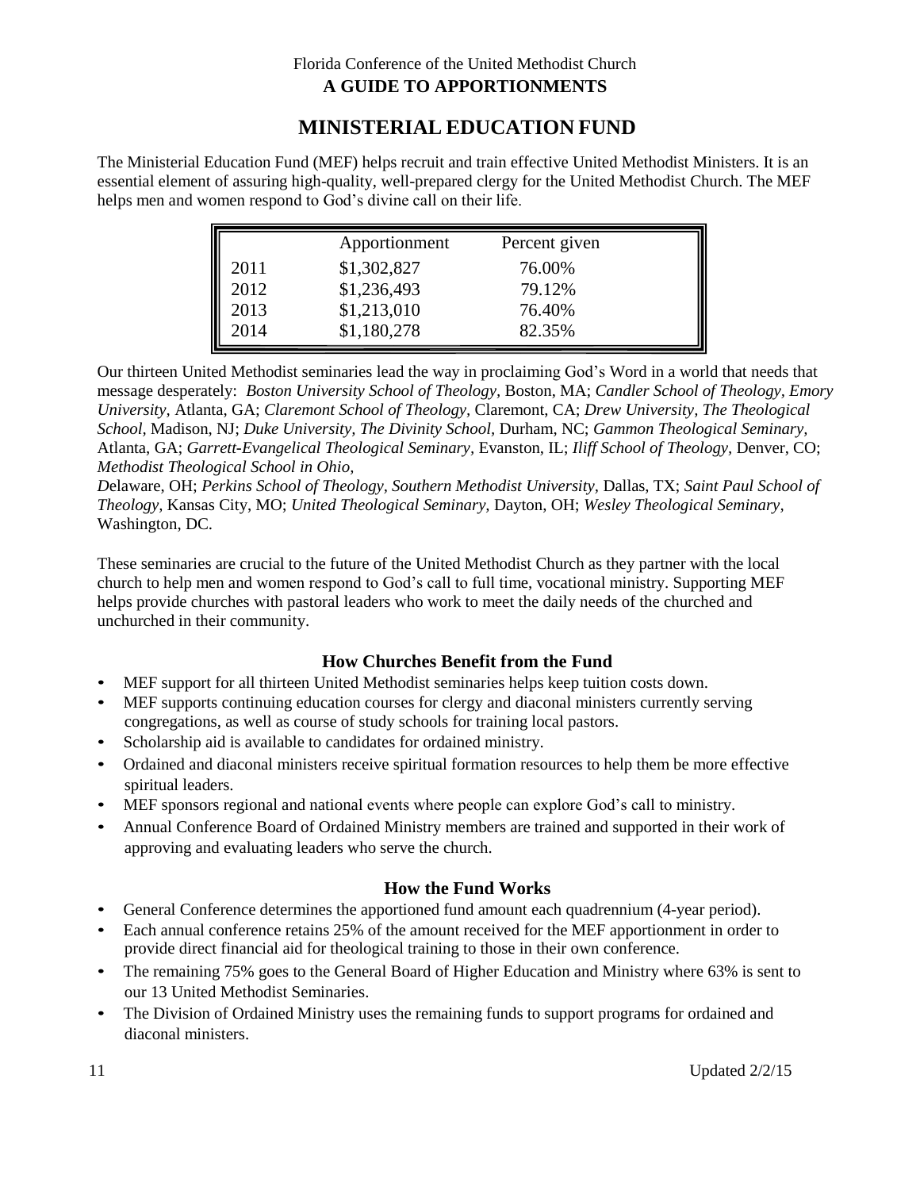Florida Conference of the United Methodist Church
**A GUIDE TO APPORTIONMENTS**

# MINISTERIAL EDUCATION FUND

The Ministerial Education Fund (MEF) helps recruit and train effective United Methodist Ministers. It is an essential element of assuring high-quality, well-prepared clergy for the United Methodist Church. The MEF helps men and women respond to God's divine call on their life.

| | Apportionment | Percent given |
|---|---|---|
| 2011 | $1,302,827 | 76.00% |
| 2012 | $1,236,493 | 79.12% |
| 2013 | $1,213,010 | 76.40% |
| 2014 | $1,180,278 | 82.35% |

Our thirteen United Methodist seminaries lead the way in proclaiming God's Word in a world that needs that message desperately: *Boston University School of Theology,* Boston, MA; *Candler School of Theology, Emory University,* Atlanta, GA; *Claremont School of Theology,* Claremont, CA; *Drew University, The Theological School,* Madison, NJ; *Duke University, The Divinity School,* Durham, NC; *Gammon Theological Seminary,* Atlanta, GA; *Garrett-Evangelical Theological Seminary,* Evanston, IL; *Iliff School of Theology,* Denver, CO; *Methodist Theological School in Ohio,* Delaware, OH; *Perkins School of Theology, Southern Methodist University,* Dallas, TX; *Saint Paul School of Theology,* Kansas City, MO; *United Theological Seminary,* Dayton, OH; *Wesley Theological Seminary,* Washington, DC.

These seminaries are crucial to the future of the United Methodist Church as they partner with the local church to help men and women respond to God's call to full time, vocational ministry. Supporting MEF helps provide churches with pastoral leaders who work to meet the daily needs of the churched and unchurched in their community.

### How Churches Benefit from the Fund

- MEF support for all thirteen United Methodist seminaries helps keep tuition costs down.
- MEF supports continuing education courses for clergy and diaconal ministers currently serving congregations, as well as course of study schools for training local pastors.
- Scholarship aid is available to candidates for ordained ministry.
- Ordained and diaconal ministers receive spiritual formation resources to help them be more effective spiritual leaders.
- MEF sponsors regional and national events where people can explore God's call to ministry.
- Annual Conference Board of Ordained Ministry members are trained and supported in their work of approving and evaluating leaders who serve the church.

### How the Fund Works

- General Conference determines the apportioned fund amount each quadrennium (4-year period).
- Each annual conference retains 25% of the amount received for the MEF apportionment in order to provide direct financial aid for theological training to those in their own conference.
- The remaining 75% goes to the General Board of Higher Education and Ministry where 63% is sent to our 13 United Methodist Seminaries.
- The Division of Ordained Ministry uses the remaining funds to support programs for ordained and diaconal ministers.

Updated 2/2/15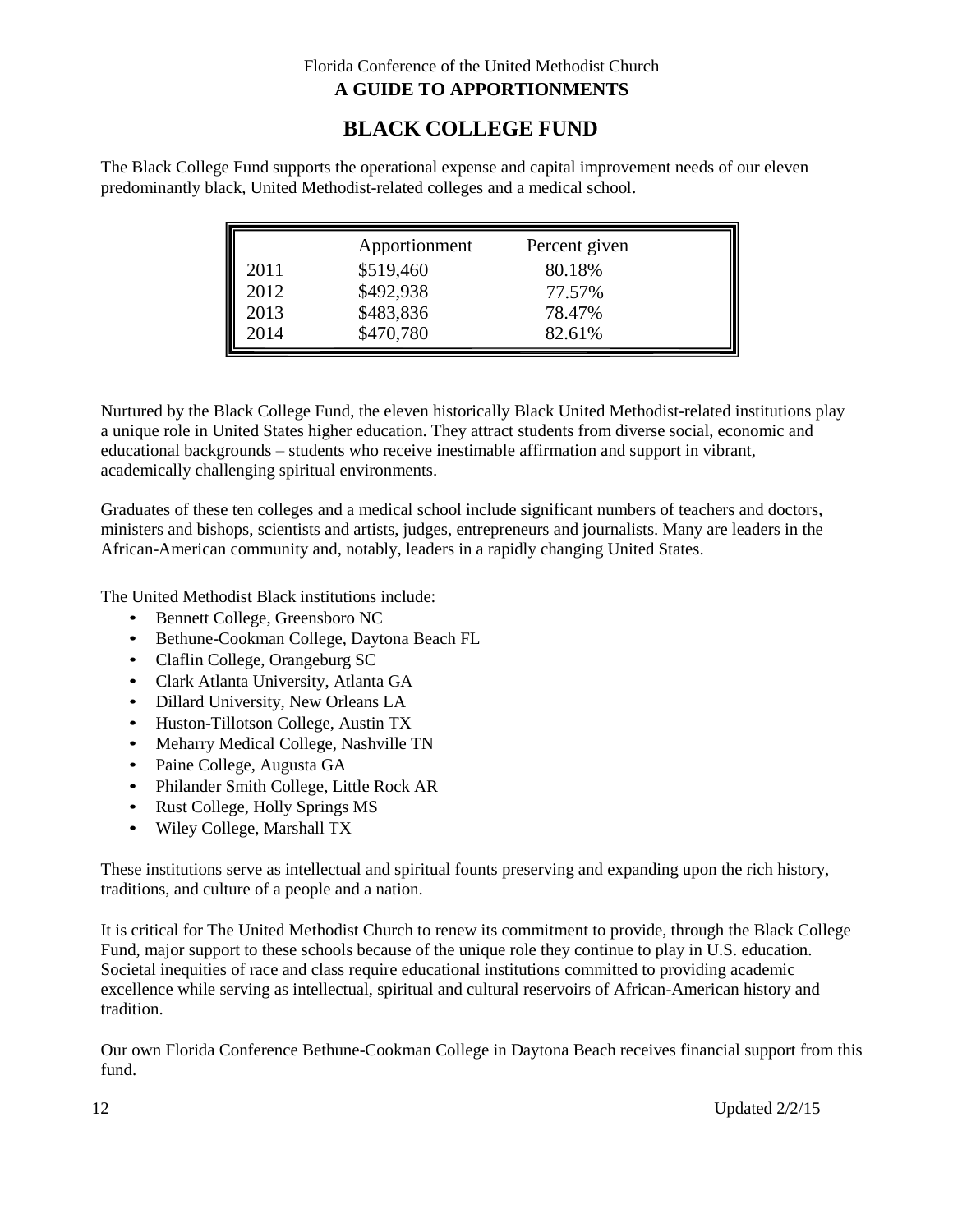Florida Conference of the United Methodist Church

**A GUIDE TO APPORTIONMENTS**

# BLACK COLLEGE FUND

The Black College Fund supports the operational expense and capital improvement needs of our eleven predominantly black, United Methodist-related colleges and a medical school.

| | Apportionment | Percent given |
|---|---|---|
| 2011 | $519,460 | 80.18% |
| 2012 | $492,938 | 77.57% |
| 2013 | $483,836 | 78.47% |
| 2014 | $470,780 | 82.61% |

Nurtured by the Black College Fund, the eleven historically Black United Methodist-related institutions play a unique role in United States higher education. They attract students from diverse social, economic and educational backgrounds – students who receive inestimable affirmation and support in vibrant, academically challenging spiritual environments.

Graduates of these ten colleges and a medical school include significant numbers of teachers and doctors, ministers and bishops, scientists and artists, judges, entrepreneurs and journalists. Many are leaders in the African-American community and, notably, leaders in a rapidly changing United States.

The United Methodist Black institutions include:

- Bennett College, Greensboro NC
- Bethune-Cookman College, Daytona Beach FL
- Claflin College, Orangeburg SC
- Clark Atlanta University, Atlanta GA
- Dillard University, New Orleans LA
- Huston-Tillotson College, Austin TX
- Meharry Medical College, Nashville TN
- Paine College, Augusta GA
- Philander Smith College, Little Rock AR
- Rust College, Holly Springs MS
- Wiley College, Marshall TX

These institutions serve as intellectual and spiritual founts preserving and expanding upon the rich history, traditions, and culture of a people and a nation.

It is critical for The United Methodist Church to renew its commitment to provide, through the Black College Fund, major support to these schools because of the unique role they continue to play in U.S. education. Societal inequities of race and class require educational institutions committed to providing academic excellence while serving as intellectual, spiritual and cultural reservoirs of African-American history and tradition.

Our own Florida Conference Bethune-Cookman College in Daytona Beach receives financial support from this fund.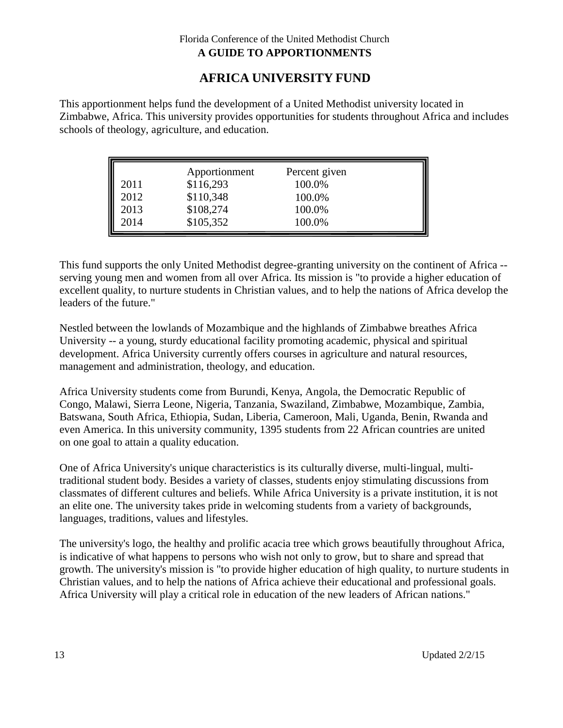Florida Conference of the United Methodist Church

**A GUIDE TO APPORTIONMENTS**

# AFRICA UNIVERSITY FUND

This apportionment helps fund the development of a United Methodist university located in Zimbabwe, Africa. This university provides opportunities for students throughout Africa and includes schools of theology, agriculture, and education.

| | Apportionment | Percent given |
|---|---|---|
| 2011 | $116,293 | 100.0% |
| 2012 | $110,348 | 100.0% |
| 2013 | $108,274 | 100.0% |
| 2014 | $105,352 | 100.0% |

This fund supports the only United Methodist degree-granting university on the continent of Africa -- serving young men and women from all over Africa. Its mission is "to provide a higher education of excellent quality, to nurture students in Christian values, and to help the nations of Africa develop the leaders of the future."

Nestled between the lowlands of Mozambique and the highlands of Zimbabwe breathes Africa University -- a young, sturdy educational facility promoting academic, physical and spiritual development. Africa University currently offers courses in agriculture and natural resources, management and administration, theology, and education.

Africa University students come from Burundi, Kenya, Angola, the Democratic Republic of Congo, Malawi, Sierra Leone, Nigeria, Tanzania, Swaziland, Zimbabwe, Mozambique, Zambia, Batswana, South Africa, Ethiopia, Sudan, Liberia, Cameroon, Mali, Uganda, Benin, Rwanda and even America. In this university community, 1395 students from 22 African countries are united on one goal to attain a quality education.

One of Africa University's unique characteristics is its culturally diverse, multi-lingual, multi-traditional student body. Besides a variety of classes, students enjoy stimulating discussions from classmates of different cultures and beliefs. While Africa University is a private institution, it is not an elite one. The university takes pride in welcoming students from a variety of backgrounds, languages, traditions, values and lifestyles.

The university's logo, the healthy and prolific acacia tree which grows beautifully throughout Africa, is indicative of what happens to persons who wish not only to grow, but to share and spread that growth. The university's mission is "to provide higher education of high quality, to nurture students in Christian values, and to help the nations of Africa achieve their educational and professional goals. Africa University will play a critical role in education of the new leaders of African nations."

Updated 2/2/15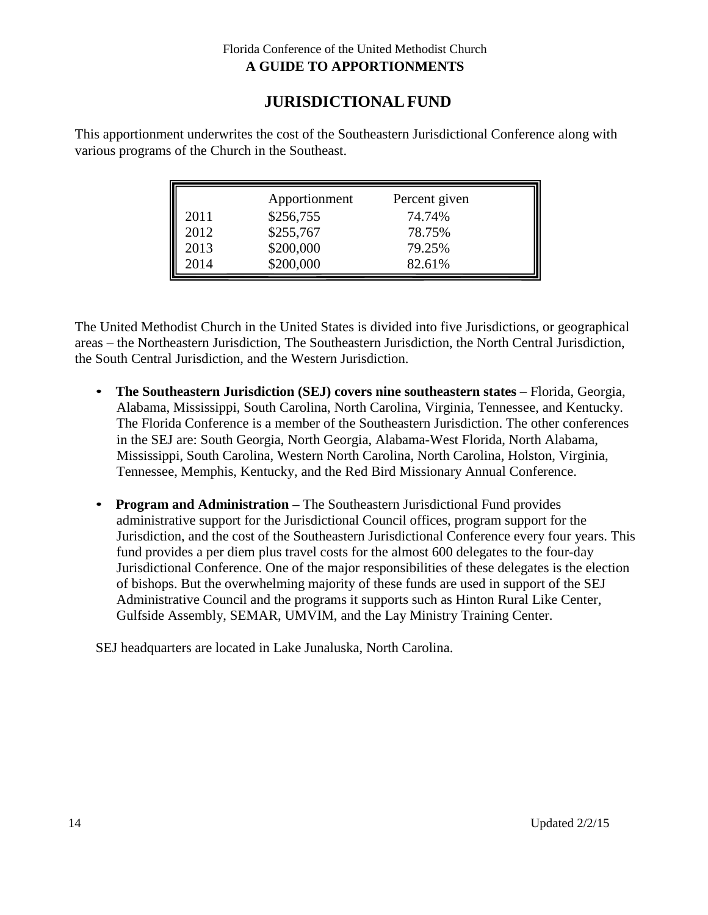Florida Conference of the United Methodist Church

**A GUIDE TO APPORTIONMENTS**

# JURISDICTIONAL FUND

This apportionment underwrites the cost of the Southeastern Jurisdictional Conference along with various programs of the Church in the Southeast.

| | Apportionment | Percent given |
|---|---|---|
| 2011 | $256,755 | 74.74% |
| 2012 | $255,767 | 78.75% |
| 2013 | $200,000 | 79.25% |
| 2014 | $200,000 | 82.61% |

The United Methodist Church in the United States is divided into five Jurisdictions, or geographical areas – the Northeastern Jurisdiction, The Southeastern Jurisdiction, the North Central Jurisdiction, the South Central Jurisdiction, and the Western Jurisdiction.

- **The Southeastern Jurisdiction (SEJ) covers nine southeastern states** – Florida, Georgia, Alabama, Mississippi, South Carolina, North Carolina, Virginia, Tennessee, and Kentucky. The Florida Conference is a member of the Southeastern Jurisdiction. The other conferences in the SEJ are: South Georgia, North Georgia, Alabama-West Florida, North Alabama, Mississippi, South Carolina, Western North Carolina, North Carolina, Holston, Virginia, Tennessee, Memphis, Kentucky, and the Red Bird Missionary Annual Conference.

- **Program and Administration –** The Southeastern Jurisdictional Fund provides administrative support for the Jurisdictional Council offices, program support for the Jurisdiction, and the cost of the Southeastern Jurisdictional Conference every four years. This fund provides a per diem plus travel costs for the almost 600 delegates to the four-day Jurisdictional Conference. One of the major responsibilities of these delegates is the election of bishops. But the overwhelming majority of these funds are used in support of the SEJ Administrative Council and the programs it supports such as Hinton Rural Like Center, Gulfside Assembly, SEMAR, UMVIM, and the Lay Ministry Training Center.

SEJ headquarters are located in Lake Junaluska, North Carolina.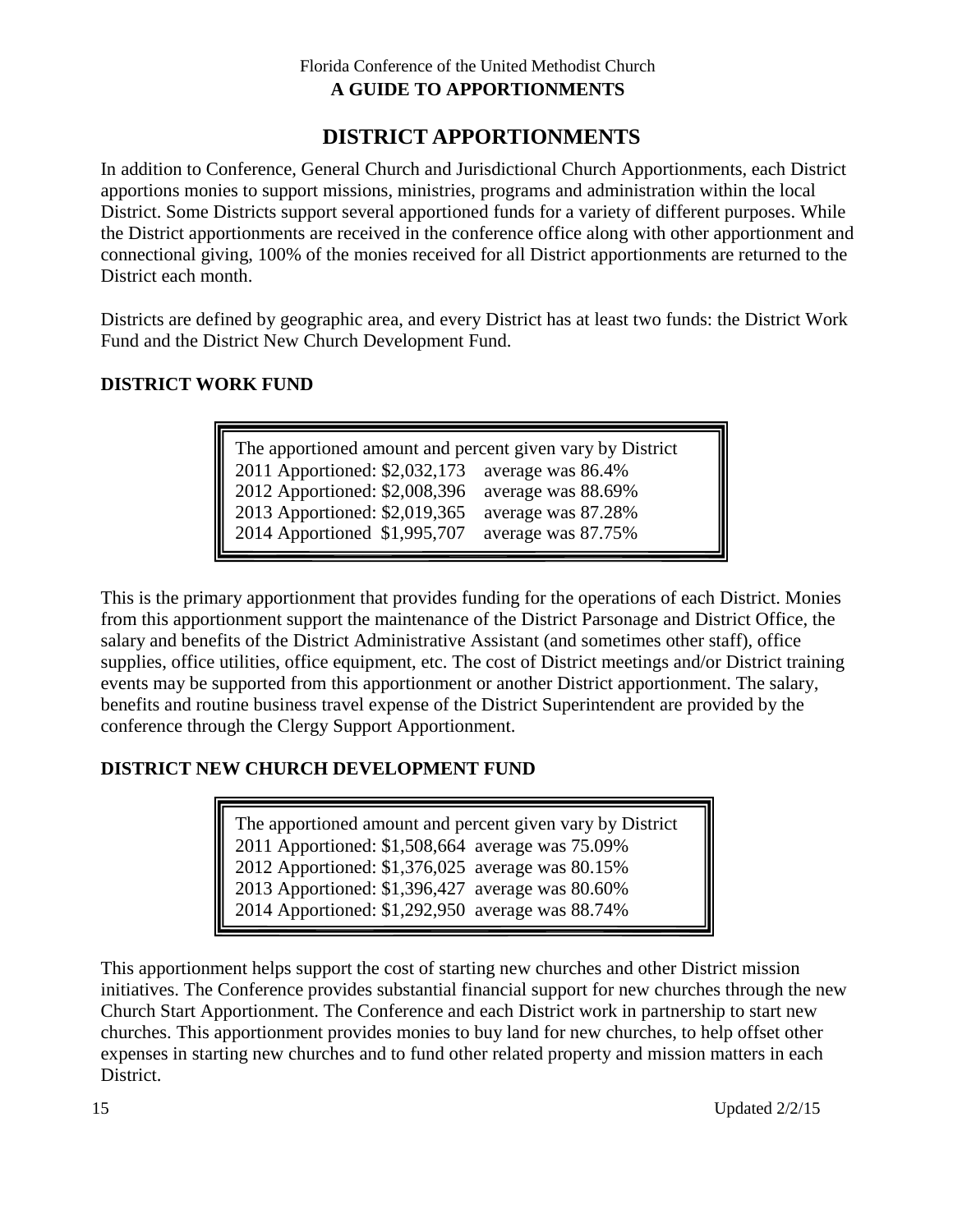## DISTRICT APPORTIONMENTS

In addition to Conference, General Church and Jurisdictional Church Apportionments, each District apportions monies to support missions, ministries, programs and administration within the local District. Some Districts support several apportioned funds for a variety of different purposes. While the District apportionments are received in the conference office along with other apportionment and connectional giving, 100% of the monies received for all District apportionments are returned to the District each month.

Districts are defined by geographic area, and every District has at least two funds: the District Work Fund and the District New Church Development Fund.

### DISTRICT WORK FUND

The apportioned amount and percent given vary by District
2011 Apportioned: $2,032,173 average was 86.4%
2012 Apportioned: $2,008,396 average was 88.69%
2013 Apportioned: $2,019,365 average was 87.28%
2014 Apportioned $1,995,707 average was 87.75%

This is the primary apportionment that provides funding for the operations of each District. Monies from this apportionment support the maintenance of the District Parsonage and District Office, the salary and benefits of the District Administrative Assistant (and sometimes other staff), office supplies, office utilities, office equipment, etc. The cost of District meetings and/or District training events may be supported from this apportionment or another District apportionment. The salary, benefits and routine business travel expense of the District Superintendent are provided by the conference through the Clergy Support Apportionment.

### DISTRICT NEW CHURCH DEVELOPMENT FUND

The apportioned amount and percent given vary by District
2011 Apportioned: $1,508,664 average was 75.09%
2012 Apportioned: $1,376,025 average was 80.15%
2013 Apportioned: $1,396,427 average was 80.60%
2014 Apportioned: $1,292,950 average was 88.74%

This apportionment helps support the cost of starting new churches and other District mission initiatives. The Conference provides substantial financial support for new churches through the new Church Start Apportionment. The Conference and each District work in partnership to start new churches. This apportionment provides monies to buy land for new churches, to help offset other expenses in starting new churches and to fund other related property and mission matters in each District.

Updated 2/2/15